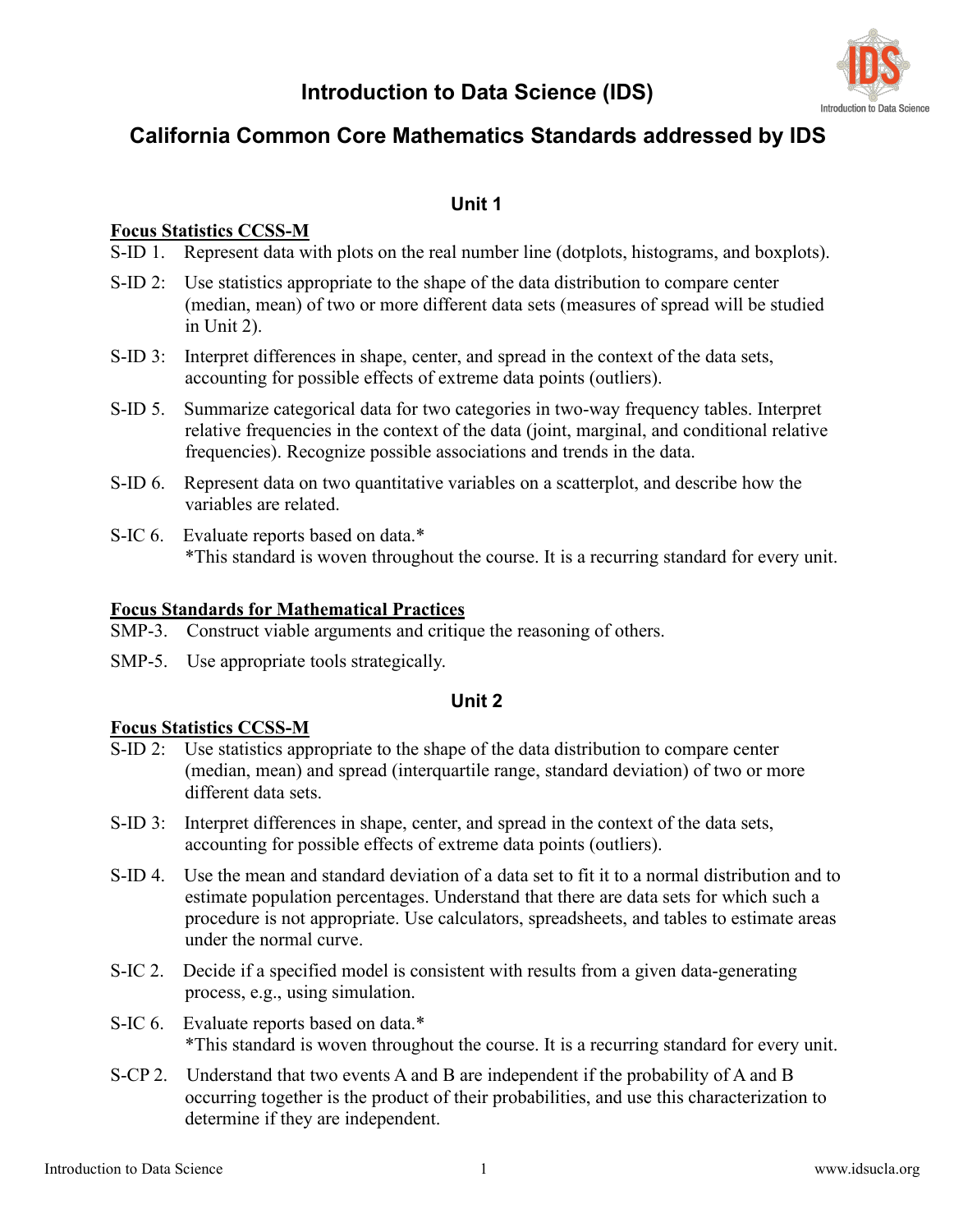# Introduction to Data Science (IDS)

## California Common Core Mathematics Standards addressed by IDS

### Unit 1

**Focus Statistics CCSS-M**

S-ID 1. Represent data with plots on the real number line (dotplots, histograms, and boxplots).

S-ID 2: Use statistics appropriate to the shape of the data distribution to compare center (median, mean) of two or more different data sets (measures of spread will be studied in Unit 2).

S-ID 3: Interpret differences in shape, center, and spread in the context of the data sets, accounting for possible effects of extreme data points (outliers).

S-ID 5. Summarize categorical data for two categories in two-way frequency tables. Interpret relative frequencies in the context of the data (joint, marginal, and conditional relative frequencies). Recognize possible associations and trends in the data.

S-ID 6. Represent data on two quantitative variables on a scatterplot, and describe how the variables are related.

S-IC 6. Evaluate reports based on data.*
*This standard is woven throughout the course. It is a recurring standard for every unit.

**Focus Standards for Mathematical Practices**

SMP-3. Construct viable arguments and critique the reasoning of others.

SMP-5. Use appropriate tools strategically.

### Unit 2

**Focus Statistics CCSS-M**

S-ID 2: Use statistics appropriate to the shape of the data distribution to compare center (median, mean) and spread (interquartile range, standard deviation) of two or more different data sets.

S-ID 3: Interpret differences in shape, center, and spread in the context of the data sets, accounting for possible effects of extreme data points (outliers).

S-ID 4. Use the mean and standard deviation of a data set to fit it to a normal distribution and to estimate population percentages. Understand that there are data sets for which such a procedure is not appropriate. Use calculators, spreadsheets, and tables to estimate areas under the normal curve.

S-IC 2. Decide if a specified model is consistent with results from a given data-generating process, e.g., using simulation.

S-IC 6. Evaluate reports based on data.*
*This standard is woven throughout the course. It is a recurring standard for every unit.

S-CP 2. Understand that two events A and B are independent if the probability of A and B occurring together is the product of their probabilities, and use this characterization to determine if they are independent.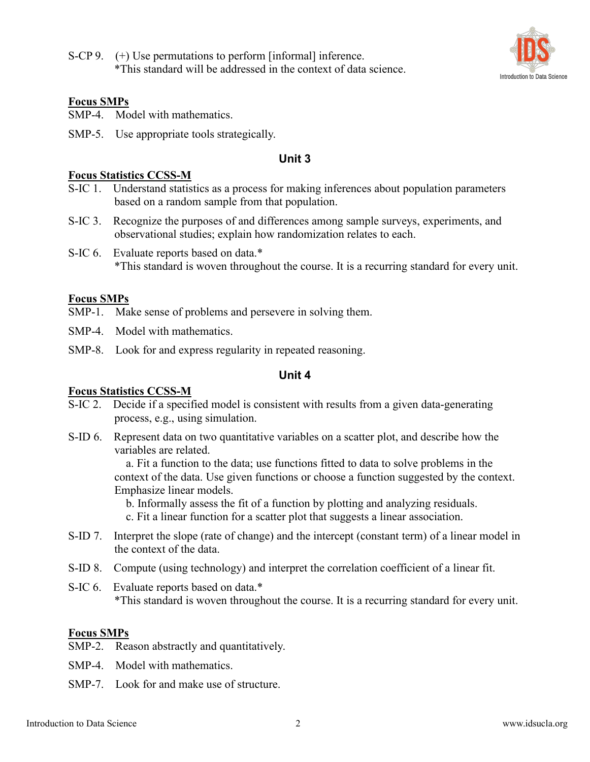S-CP 9. (+) Use permutations to perform [informal] inference.
*This standard will be addressed in the context of data science.

**Focus SMPs**

SMP-4. Model with mathematics.

SMP-5. Use appropriate tools strategically.

## Unit 3

**Focus Statistics CCSS-M**

S-IC 1. Understand statistics as a process for making inferences about population parameters based on a random sample from that population.

S-IC 3. Recognize the purposes of and differences among sample surveys, experiments, and observational studies; explain how randomization relates to each.

S-IC 6. Evaluate reports based on data.*
*This standard is woven throughout the course. It is a recurring standard for every unit.

**Focus SMPs**

SMP-1. Make sense of problems and persevere in solving them.

SMP-4. Model with mathematics.

SMP-8. Look for and express regularity in repeated reasoning.

## Unit 4

**Focus Statistics CCSS-M**

S-IC 2. Decide if a specified model is consistent with results from a given data-generating process, e.g., using simulation.

S-ID 6. Represent data on two quantitative variables on a scatter plot, and describe how the variables are related.
a. Fit a function to the data; use functions fitted to data to solve problems in the context of the data. Use given functions or choose a function suggested by the context. Emphasize linear models.
b. Informally assess the fit of a function by plotting and analyzing residuals.
c. Fit a linear function for a scatter plot that suggests a linear association.

S-ID 7. Interpret the slope (rate of change) and the intercept (constant term) of a linear model in the context of the data.

S-ID 8. Compute (using technology) and interpret the correlation coefficient of a linear fit.

S-IC 6. Evaluate reports based on data.*
*This standard is woven throughout the course. It is a recurring standard for every unit.

**Focus SMPs**

SMP-2. Reason abstractly and quantitatively.

SMP-4. Model with mathematics.

SMP-7. Look for and make use of structure.